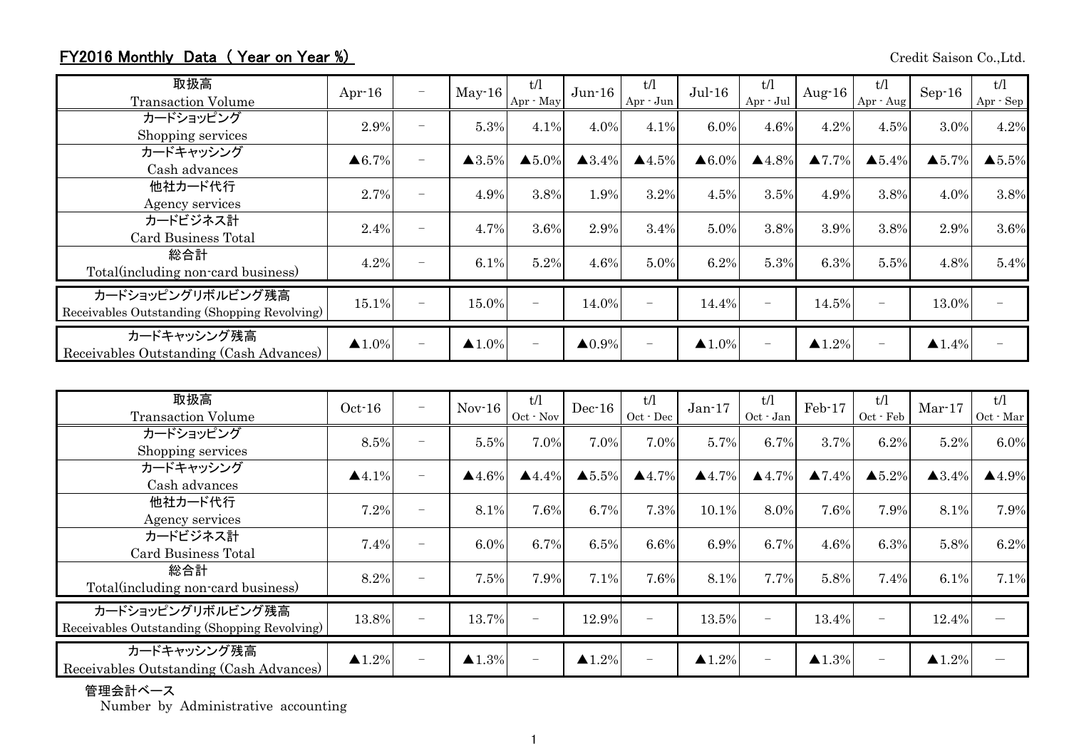## FY2016 Monthly Data ( Year on Year %)

Credit Saison Co.,Ltd.

| 取扱高 Transaction Volume | Apr-16 | − | May-16 | t/l Apr - May | Jun-16 | t/l Apr - Jun | Jul-16 | t/l Apr - Jul | Aug-16 | t/l Apr - Aug | Sep-16 | t/l Apr - Sep |
|---|---|---|---|---|---|---|---|---|---|---|---|---|
| カードショッピング Shopping services | 2.9% | − | 5.3% | 4.1% | 4.0% | 4.1% | 6.0% | 4.6% | 4.2% | 4.5% | 3.0% | 4.2% |
| カードキャッシング Cash advances | ▲6.7% | − | ▲3.5% | ▲5.0% | ▲3.4% | ▲4.5% | ▲6.0% | ▲4.8% | ▲7.7% | ▲5.4% | ▲5.7% | ▲5.5% |
| 他社カード代行 Agency services | 2.7% | − | 4.9% | 3.8% | 1.9% | 3.2% | 4.5% | 3.5% | 4.9% | 3.8% | 4.0% | 3.8% |
| カードビジネス計 Card Business Total | 2.4% | − | 4.7% | 3.6% | 2.9% | 3.4% | 5.0% | 3.8% | 3.9% | 3.8% | 2.9% | 3.6% |
| 総合計 Total(including non-card business) | 4.2% | − | 6.1% | 5.2% | 4.6% | 5.0% | 6.2% | 5.3% | 6.3% | 5.5% | 4.8% | 5.4% |
| カードショッピングリボルビング残高 Receivables Outstanding (Shopping Revolving) | 15.1% | − | 15.0% | − | 14.0% | − | 14.4% | − | 14.5% | − | 13.0% | − |
| カードキャッシング残高 Receivables Outstanding (Cash Advances) | ▲1.0% | − | ▲1.0% | − | ▲0.9% | − | ▲1.0% | − | ▲1.2% | − | ▲1.4% | − |

| 取扱高 Transaction Volume | Oct-16 | − | Nov-16 | t/l Oct - Nov | Dec-16 | t/l Oct - Dec | Jan-17 | t/l Oct - Jan | Feb-17 | t/l Oct - Feb | Mar-17 | t/l Oct - Mar |
|---|---|---|---|---|---|---|---|---|---|---|---|---|
| カードショッピング Shopping services | 8.5% | − | 5.5% | 7.0% | 7.0% | 7.0% | 5.7% | 6.7% | 3.7% | 6.2% | 5.2% | 6.0% |
| カードキャッシング Cash advances | ▲4.1% | − | ▲4.6% | ▲4.4% | ▲5.5% | ▲4.7% | ▲4.7% | ▲4.7% | ▲7.4% | ▲5.2% | ▲3.4% | ▲4.9% |
| 他社カード代行 Agency services | 7.2% | − | 8.1% | 7.6% | 6.7% | 7.3% | 10.1% | 8.0% | 7.6% | 7.9% | 8.1% | 7.9% |
| カードビジネス計 Card Business Total | 7.4% | − | 6.0% | 6.7% | 6.5% | 6.6% | 6.9% | 6.7% | 4.6% | 6.3% | 5.8% | 6.2% |
| 総合計 Total(including non-card business) | 8.2% | − | 7.5% | 7.9% | 7.1% | 7.6% | 8.1% | 7.7% | 5.8% | 7.4% | 6.1% | 7.1% |
| カードショッピングリボルビング残高 Receivables Outstanding (Shopping Revolving) | 13.8% | − | 13.7% | − | 12.9% | − | 13.5% | − | 13.4% | − | 12.4% | − |
| カードキャッシング残高 Receivables Outstanding (Cash Advances) | ▲1.2% | − | ▲1.3% | − | ▲1.2% | − | ▲1.2% | − | ▲1.3% | − | ▲1.2% | − |

管理会計ベース
Number by Administrative accounting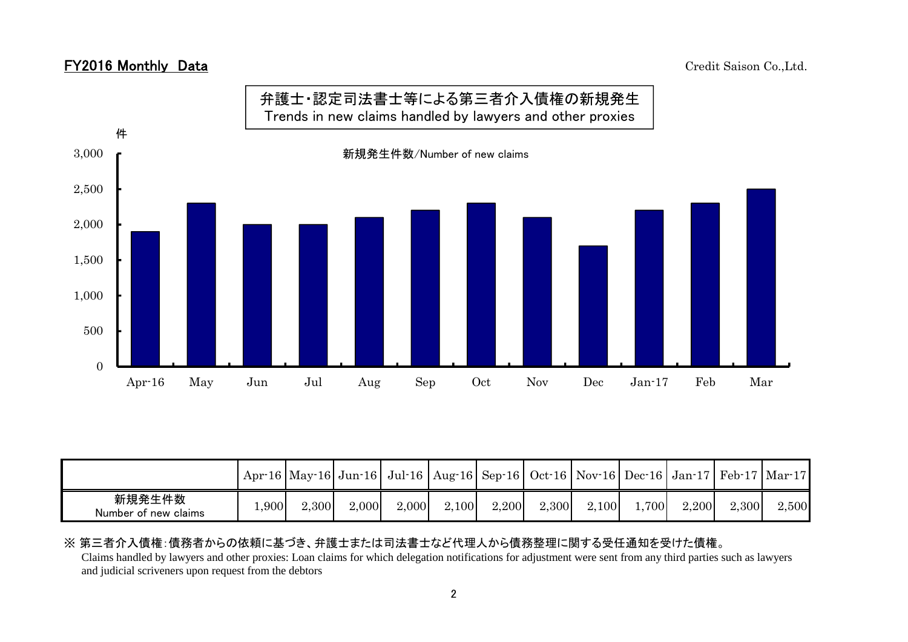## FY2016 Monthly Data

Credit Saison Co.,Ltd.

弁護士・認定司法書士等による第三者介入債権の新規発生
Trends in new claims handled by lawyers and other proxies

件

新規発生件数/Number of new claims

3,000
2,500
2,000
1,500
1,000
500
0

Apr-16 May Jun Jul Aug Sep Oct Nov Dec Jan-17 Feb Mar

| | Apr-16 | May-16 | Jun-16 | Jul-16 | Aug-16 | Sep-16 | Oct-16 | Nov-16 | Dec-16 | Jan-17 | Feb-17 | Mar-17 |
|---|---|---|---|---|---|---|---|---|---|---|---|---|
| 新規発生件数 Number of new claims | 1,900 | 2,300 | 2,000 | 2,000 | 2,100 | 2,200 | 2,300 | 2,100 | 1,700 | 2,200 | 2,300 | 2,500 |

※ 第三者介入債権：債務者からの依頼に基づき、弁護士または司法書士など代理人から債務整理に関する受任通知を受けた債権。
Claims handled by lawyers and other proxies: Loan claims for which delegation notifications for adjustment were sent from any third parties such as lawyers and judicial scriveners upon request from the debtors